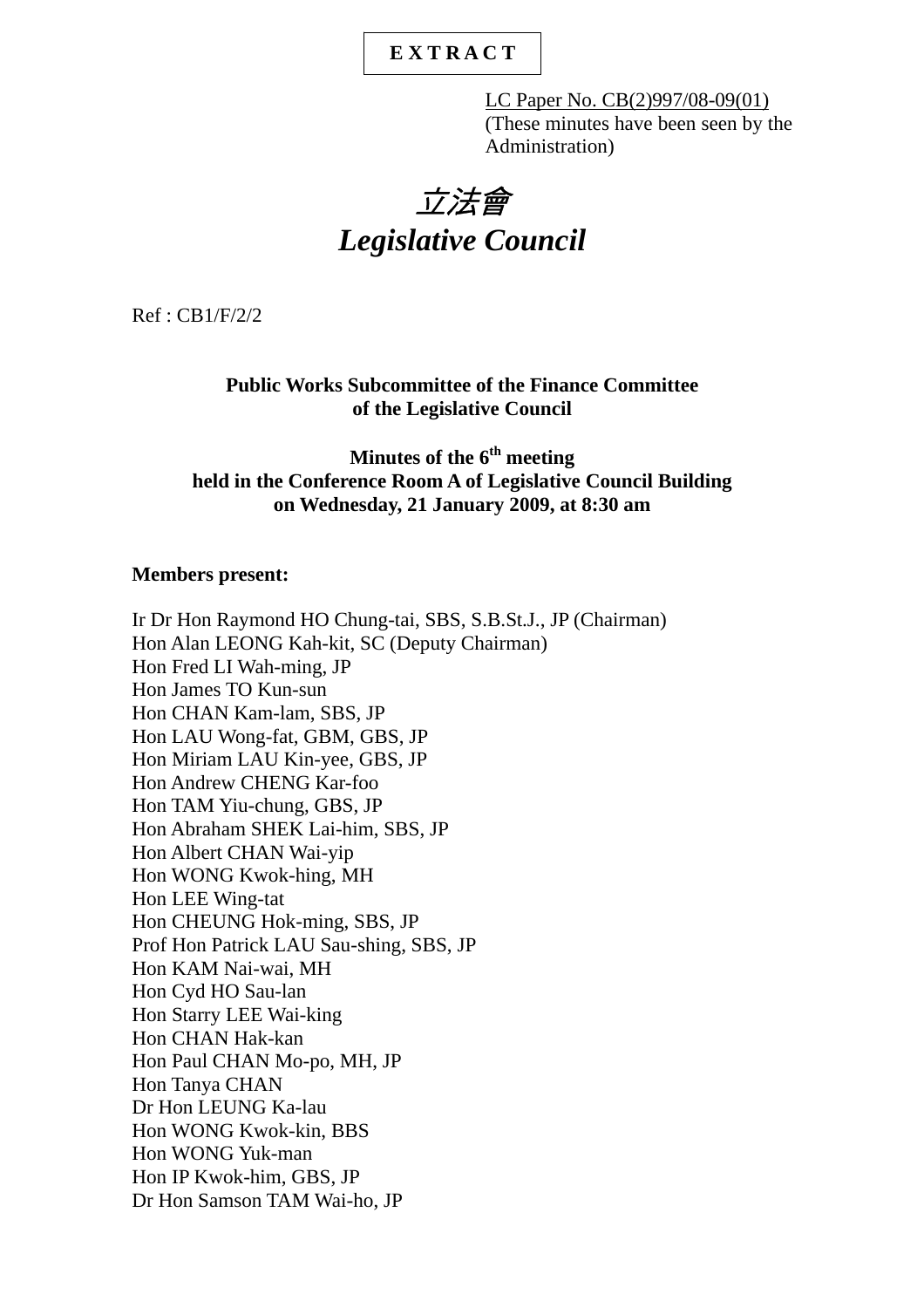**EXTRACT**

LC Paper No. CB(2)997/08-09(01)
(These minutes have been seen by the Administration)

# *立法會*
# *Legislative Council*

Ref : CB1/F/2/2

### Public Works Subcommittee of the Finance Committee of the Legislative Council

### Minutes of the 6th meeting held in the Conference Room A of Legislative Council Building on Wednesday, 21 January 2009, at 8:30 am

**Members present:**

Ir Dr Hon Raymond HO Chung-tai, SBS, S.B.St.J., JP (Chairman)
Hon Alan LEONG Kah-kit, SC (Deputy Chairman)
Hon Fred LI Wah-ming, JP
Hon James TO Kun-sun
Hon CHAN Kam-lam, SBS, JP
Hon LAU Wong-fat, GBM, GBS, JP
Hon Miriam LAU Kin-yee, GBS, JP
Hon Andrew CHENG Kar-foo
Hon TAM Yiu-chung, GBS, JP
Hon Abraham SHEK Lai-him, SBS, JP
Hon Albert CHAN Wai-yip
Hon WONG Kwok-hing, MH
Hon LEE Wing-tat
Hon CHEUNG Hok-ming, SBS, JP
Prof Hon Patrick LAU Sau-shing, SBS, JP
Hon KAM Nai-wai, MH
Hon Cyd HO Sau-lan
Hon Starry LEE Wai-king
Hon CHAN Hak-kan
Hon Paul CHAN Mo-po, MH, JP
Hon Tanya CHAN
Dr Hon LEUNG Ka-lau
Hon WONG Kwok-kin, BBS
Hon WONG Yuk-man
Hon IP Kwok-him, GBS, JP
Dr Hon Samson TAM Wai-ho, JP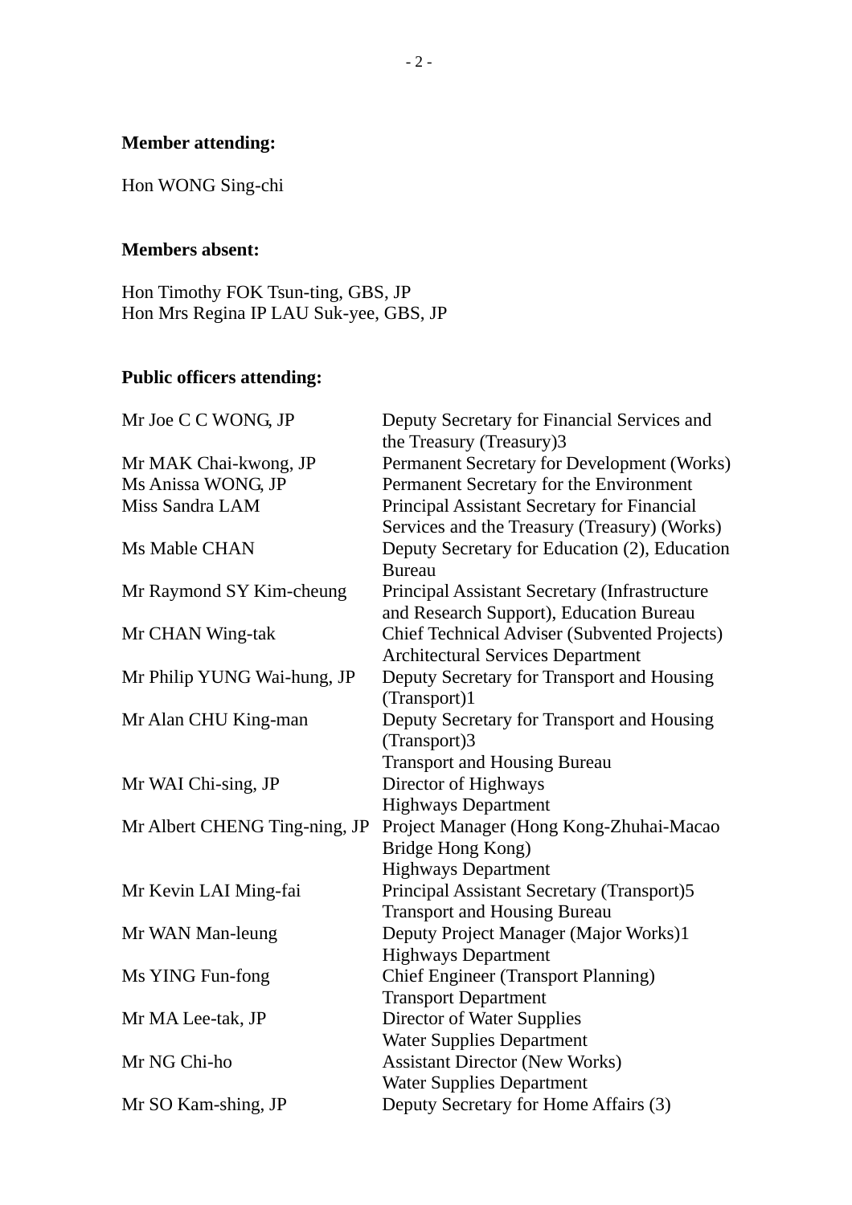**Member attending:**

Hon WONG Sing-chi

**Members absent:**

Hon Timothy FOK Tsun-ting, GBS, JP
Hon Mrs Regina IP LAU Suk-yee, GBS, JP

**Public officers attending:**

| | |
|---|---|
| Mr Joe C C WONG, JP | Deputy Secretary for Financial Services and the Treasury (Treasury)3 |
| Mr MAK Chai-kwong, JP | Permanent Secretary for Development (Works) |
| Ms Anissa WONG, JP | Permanent Secretary for the Environment |
| Miss Sandra LAM | Principal Assistant Secretary for Financial Services and the Treasury (Treasury) (Works) |
| Ms Mable CHAN | Deputy Secretary for Education (2), Education Bureau |
| Mr Raymond SY Kim-cheung | Principal Assistant Secretary (Infrastructure and Research Support), Education Bureau |
| Mr CHAN Wing-tak | Chief Technical Adviser (Subvented Projects) Architectural Services Department |
| Mr Philip YUNG Wai-hung, JP | Deputy Secretary for Transport and Housing (Transport)1 |
| Mr Alan CHU King-man | Deputy Secretary for Transport and Housing (Transport)3<br>Transport and Housing Bureau |
| Mr WAI Chi-sing, JP | Director of Highways<br>Highways Department |
| Mr Albert CHENG Ting-ning, JP | Project Manager (Hong Kong-Zhuhai-Macao Bridge Hong Kong)<br>Highways Department |
| Mr Kevin LAI Ming-fai | Principal Assistant Secretary (Transport)5<br>Transport and Housing Bureau |
| Mr WAN Man-leung | Deputy Project Manager (Major Works)1<br>Highways Department |
| Ms YING Fun-fong | Chief Engineer (Transport Planning)<br>Transport Department |
| Mr MA Lee-tak, JP | Director of Water Supplies<br>Water Supplies Department |
| Mr NG Chi-ho | Assistant Director (New Works)<br>Water Supplies Department |
| Mr SO Kam-shing, JP | Deputy Secretary for Home Affairs (3) |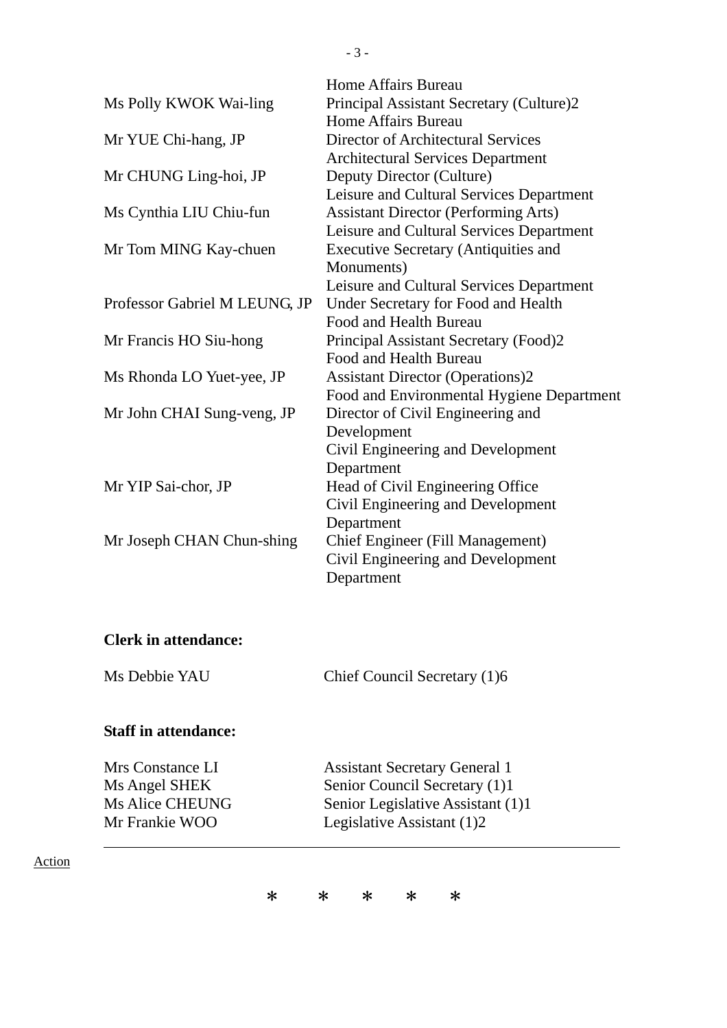| | |
|---|---|
| | Home Affairs Bureau |
| Ms Polly KWOK Wai-ling | Principal Assistant Secretary (Culture)2<br>Home Affairs Bureau |
| Mr YUE Chi-hang, JP | Director of Architectural Services<br>Architectural Services Department |
| Mr CHUNG Ling-hoi, JP | Deputy Director (Culture)<br>Leisure and Cultural Services Department |
| Ms Cynthia LIU Chiu-fun | Assistant Director (Performing Arts)<br>Leisure and Cultural Services Department |
| Mr Tom MING Kay-chuen | Executive Secretary (Antiquities and Monuments)<br>Leisure and Cultural Services Department |
| Professor Gabriel M LEUNG, JP | Under Secretary for Food and Health<br>Food and Health Bureau |
| Mr Francis HO Siu-hong | Principal Assistant Secretary (Food)2<br>Food and Health Bureau |
| Ms Rhonda LO Yuet-yee, JP | Assistant Director (Operations)2<br>Food and Environmental Hygiene Department |
| Mr John CHAI Sung-veng, JP | Director of Civil Engineering and Development<br>Civil Engineering and Development Department |
| Mr YIP Sai-chor, JP | Head of Civil Engineering Office<br>Civil Engineering and Development Department |
| Mr Joseph CHAN Chun-shing | Chief Engineer (Fill Management)<br>Civil Engineering and Development Department |

**Clerk in attendance:**

| | |
|---|---|
| Ms Debbie YAU | Chief Council Secretary (1)6 |

**Staff in attendance:**

| | |
|---|---|
| Mrs Constance LI | Assistant Secretary General 1 |
| Ms Angel SHEK | Senior Council Secretary (1)1 |
| Ms Alice CHEUNG | Senior Legislative Assistant (1)1 |
| Mr Frankie WOO | Legislative Assistant (1)2 |

---

Action

\* \* \* \* \*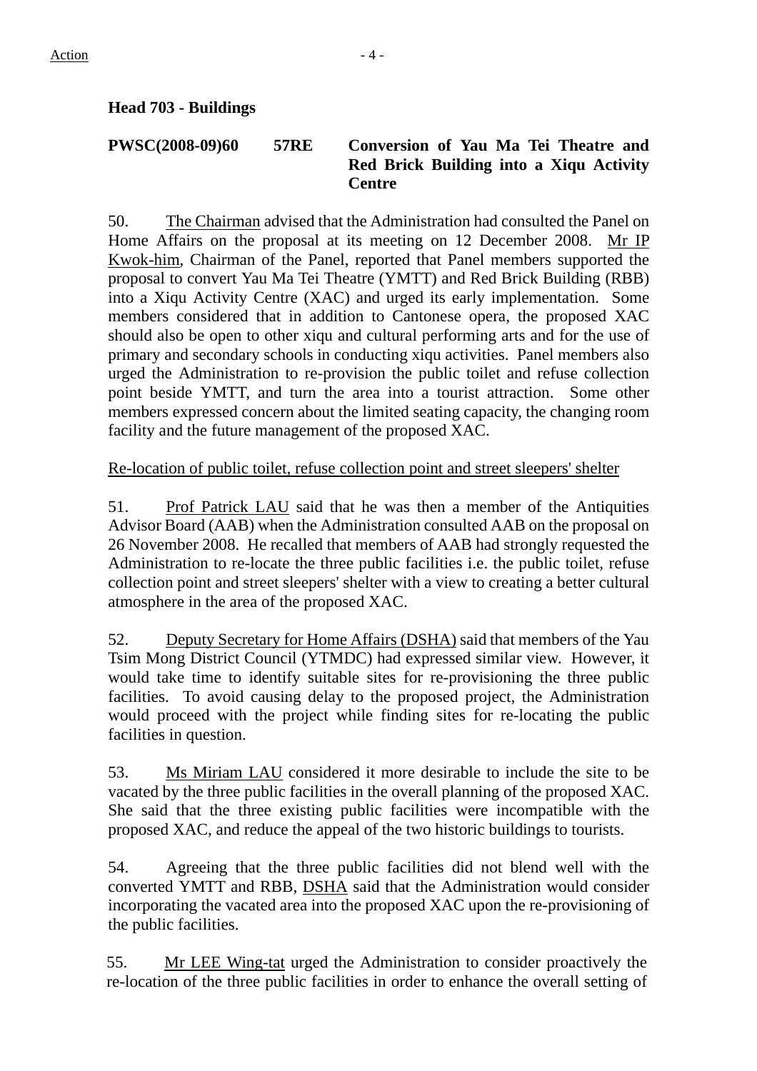**Head 703 - Buildings**

**PWSC(2008-09)60 57RE Conversion of Yau Ma Tei Theatre and Red Brick Building into a Xiqu Activity Centre**

50. The Chairman advised that the Administration had consulted the Panel on Home Affairs on the proposal at its meeting on 12 December 2008. Mr IP Kwok-him, Chairman of the Panel, reported that Panel members supported the proposal to convert Yau Ma Tei Theatre (YMTT) and Red Brick Building (RBB) into a Xiqu Activity Centre (XAC) and urged its early implementation. Some members considered that in addition to Cantonese opera, the proposed XAC should also be open to other xiqu and cultural performing arts and for the use of primary and secondary schools in conducting xiqu activities. Panel members also urged the Administration to re-provision the public toilet and refuse collection point beside YMTT, and turn the area into a tourist attraction. Some other members expressed concern about the limited seating capacity, the changing room facility and the future management of the proposed XAC.

Re-location of public toilet, refuse collection point and street sleepers' shelter

51. Prof Patrick LAU said that he was then a member of the Antiquities Advisor Board (AAB) when the Administration consulted AAB on the proposal on 26 November 2008. He recalled that members of AAB had strongly requested the Administration to re-locate the three public facilities i.e. the public toilet, refuse collection point and street sleepers' shelter with a view to creating a better cultural atmosphere in the area of the proposed XAC.

52. Deputy Secretary for Home Affairs (DSHA) said that members of the Yau Tsim Mong District Council (YTMDC) had expressed similar view. However, it would take time to identify suitable sites for re-provisioning the three public facilities. To avoid causing delay to the proposed project, the Administration would proceed with the project while finding sites for re-locating the public facilities in question.

53. Ms Miriam LAU considered it more desirable to include the site to be vacated by the three public facilities in the overall planning of the proposed XAC. She said that the three existing public facilities were incompatible with the proposed XAC, and reduce the appeal of the two historic buildings to tourists.

54. Agreeing that the three public facilities did not blend well with the converted YMTT and RBB, DSHA said that the Administration would consider incorporating the vacated area into the proposed XAC upon the re-provisioning of the public facilities.

55. Mr LEE Wing-tat urged the Administration to consider proactively the re-location of the three public facilities in order to enhance the overall setting of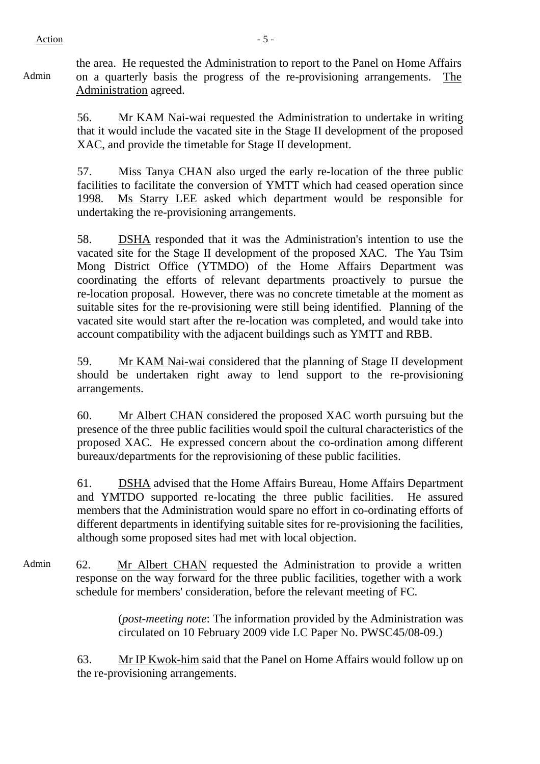Admin the area. He requested the Administration to report to the Panel on Home Affairs on a quarterly basis the progress of the re-provisioning arrangements. The Administration agreed.

56. Mr KAM Nai-wai requested the Administration to undertake in writing that it would include the vacated site in the Stage II development of the proposed XAC, and provide the timetable for Stage II development.

57. Miss Tanya CHAN also urged the early re-location of the three public facilities to facilitate the conversion of YMTT which had ceased operation since 1998. Ms Starry LEE asked which department would be responsible for undertaking the re-provisioning arrangements.

58. DSHA responded that it was the Administration's intention to use the vacated site for the Stage II development of the proposed XAC. The Yau Tsim Mong District Office (YTMDO) of the Home Affairs Department was coordinating the efforts of relevant departments proactively to pursue the re-location proposal. However, there was no concrete timetable at the moment as suitable sites for the re-provisioning were still being identified. Planning of the vacated site would start after the re-location was completed, and would take into account compatibility with the adjacent buildings such as YMTT and RBB.

59. Mr KAM Nai-wai considered that the planning of Stage II development should be undertaken right away to lend support to the re-provisioning arrangements.

60. Mr Albert CHAN considered the proposed XAC worth pursuing but the presence of the three public facilities would spoil the cultural characteristics of the proposed XAC. He expressed concern about the co-ordination among different bureaux/departments for the reprovisioning of these public facilities.

61. DSHA advised that the Home Affairs Bureau, Home Affairs Department and YMTDO supported re-locating the three public facilities. He assured members that the Administration would spare no effort in co-ordinating efforts of different departments in identifying suitable sites for re-provisioning the facilities, although some proposed sites had met with local objection.

Admin 62. Mr Albert CHAN requested the Administration to provide a written response on the way forward for the three public facilities, together with a work schedule for members' consideration, before the relevant meeting of FC.

(*post-meeting note*: The information provided by the Administration was circulated on 10 February 2009 vide LC Paper No. PWSC45/08-09.)

63. Mr IP Kwok-him said that the Panel on Home Affairs would follow up on the re-provisioning arrangements.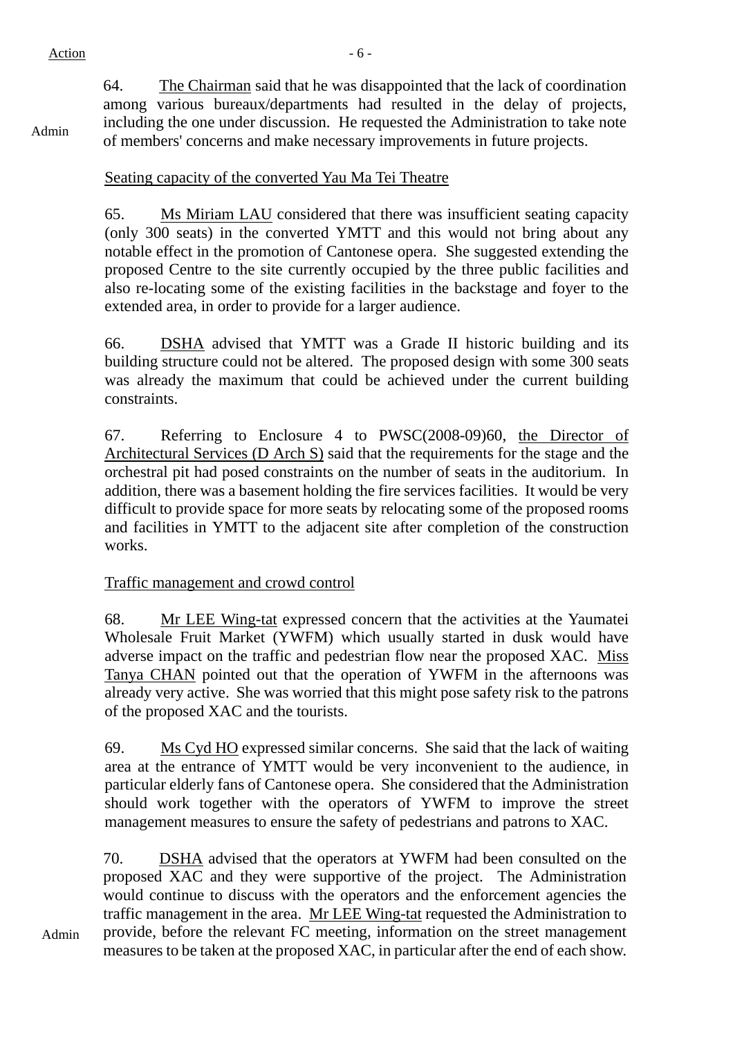Action

64. The Chairman said that he was disappointed that the lack of coordination among various bureaux/departments had resulted in the delay of projects, including the one under discussion. He requested the Administration to take note of members' concerns and make necessary improvements in future projects.

Admin

Seating capacity of the converted Yau Ma Tei Theatre

65. Ms Miriam LAU considered that there was insufficient seating capacity (only 300 seats) in the converted YMTT and this would not bring about any notable effect in the promotion of Cantonese opera. She suggested extending the proposed Centre to the site currently occupied by the three public facilities and also re-locating some of the existing facilities in the backstage and foyer to the extended area, in order to provide for a larger audience.

66. DSHA advised that YMTT was a Grade II historic building and its building structure could not be altered. The proposed design with some 300 seats was already the maximum that could be achieved under the current building constraints.

67. Referring to Enclosure 4 to PWSC(2008-09)60, the Director of Architectural Services (D Arch S) said that the requirements for the stage and the orchestral pit had posed constraints on the number of seats in the auditorium. In addition, there was a basement holding the fire services facilities. It would be very difficult to provide space for more seats by relocating some of the proposed rooms and facilities in YMTT to the adjacent site after completion of the construction works.

Traffic management and crowd control

68. Mr LEE Wing-tat expressed concern that the activities at the Yaumatei Wholesale Fruit Market (YWFM) which usually started in dusk would have adverse impact on the traffic and pedestrian flow near the proposed XAC. Miss Tanya CHAN pointed out that the operation of YWFM in the afternoons was already very active. She was worried that this might pose safety risk to the patrons of the proposed XAC and the tourists.

69. Ms Cyd HO expressed similar concerns. She said that the lack of waiting area at the entrance of YMTT would be very inconvenient to the audience, in particular elderly fans of Cantonese opera. She considered that the Administration should work together with the operators of YWFM to improve the street management measures to ensure the safety of pedestrians and patrons to XAC.

70. DSHA advised that the operators at YWFM had been consulted on the proposed XAC and they were supportive of the project. The Administration would continue to discuss with the operators and the enforcement agencies the traffic management in the area. Mr LEE Wing-tat requested the Administration to provide, before the relevant FC meeting, information on the street management measures to be taken at the proposed XAC, in particular after the end of each show.

Admin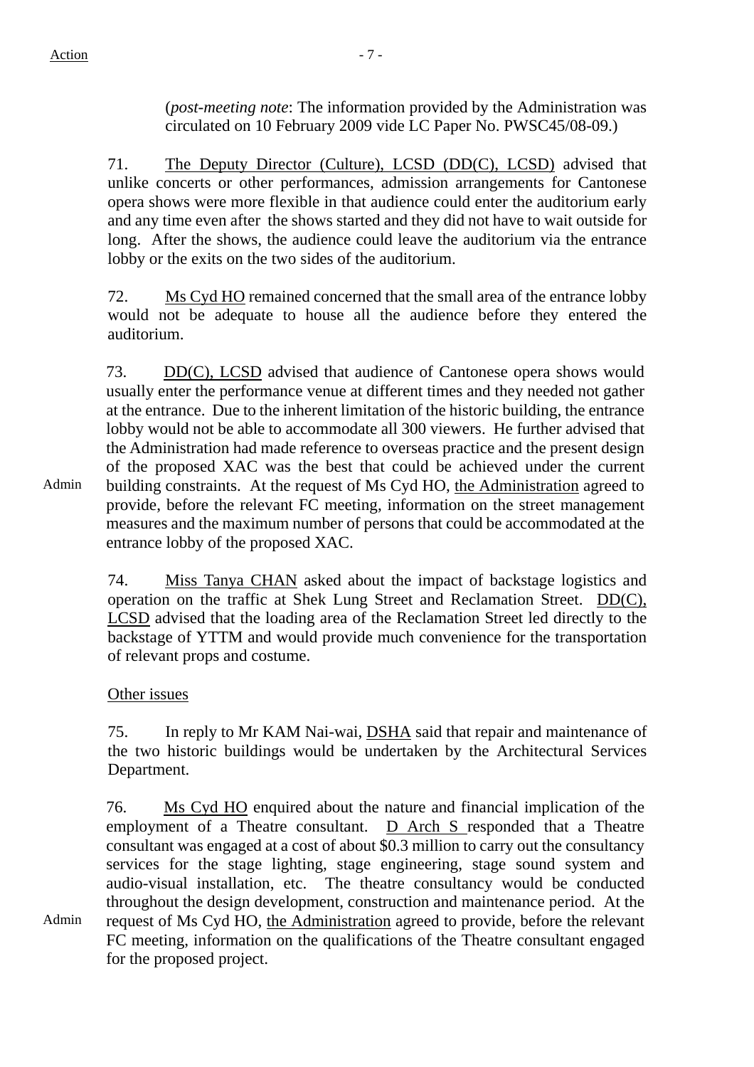Action

(*post-meeting note*: The information provided by the Administration was circulated on 10 February 2009 vide LC Paper No. PWSC45/08-09.)

71. The Deputy Director (Culture), LCSD (DD(C), LCSD) advised that unlike concerts or other performances, admission arrangements for Cantonese opera shows were more flexible in that audience could enter the auditorium early and any time even after the shows started and they did not have to wait outside for long. After the shows, the audience could leave the auditorium via the entrance lobby or the exits on the two sides of the auditorium.

72. Ms Cyd HO remained concerned that the small area of the entrance lobby would not be adequate to house all the audience before they entered the auditorium.

73. DD(C), LCSD advised that audience of Cantonese opera shows would usually enter the performance venue at different times and they needed not gather at the entrance. Due to the inherent limitation of the historic building, the entrance lobby would not be able to accommodate all 300 viewers. He further advised that the Administration had made reference to overseas practice and the present design of the proposed XAC was the best that could be achieved under the current building constraints. At the request of Ms Cyd HO, the Administration agreed to provide, before the relevant FC meeting, information on the street management measures and the maximum number of persons that could be accommodated at the entrance lobby of the proposed XAC.

Admin

74. Miss Tanya CHAN asked about the impact of backstage logistics and operation on the traffic at Shek Lung Street and Reclamation Street. DD(C), LCSD advised that the loading area of the Reclamation Street led directly to the backstage of YTTM and would provide much convenience for the transportation of relevant props and costume.

Other issues

75. In reply to Mr KAM Nai-wai, DSHA said that repair and maintenance of the two historic buildings would be undertaken by the Architectural Services Department.

76. Ms Cyd HO enquired about the nature and financial implication of the employment of a Theatre consultant. D Arch S responded that a Theatre consultant was engaged at a cost of about $0.3 million to carry out the consultancy services for the stage lighting, stage engineering, stage sound system and audio-visual installation, etc. The theatre consultancy would be conducted throughout the design development, construction and maintenance period. At the request of Ms Cyd HO, the Administration agreed to provide, before the relevant FC meeting, information on the qualifications of the Theatre consultant engaged for the proposed project.

Admin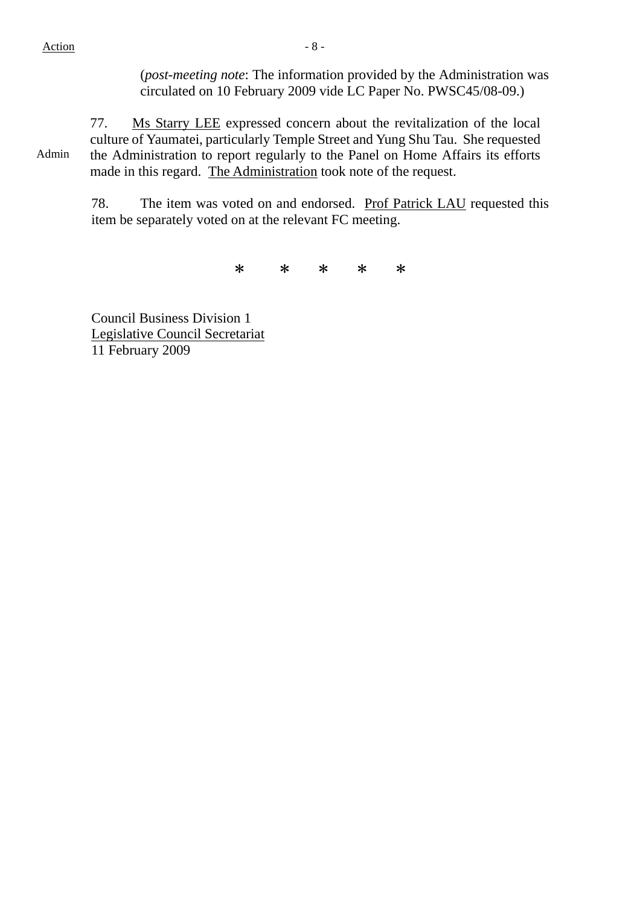Action

(*post-meeting note*: The information provided by the Administration was circulated on 10 February 2009 vide LC Paper No. PWSC45/08-09.)

77. Ms Starry LEE expressed concern about the revitalization of the local culture of Yaumatei, particularly Temple Street and Yung Shu Tau. She requested the Administration to report regularly to the Panel on Home Affairs its efforts made in this regard. The Administration took note of the request.

Admin

78. The item was voted on and endorsed. Prof Patrick LAU requested this item be separately voted on at the relevant FC meeting.

* * * * *

Council Business Division 1
Legislative Council Secretariat
11 February 2009